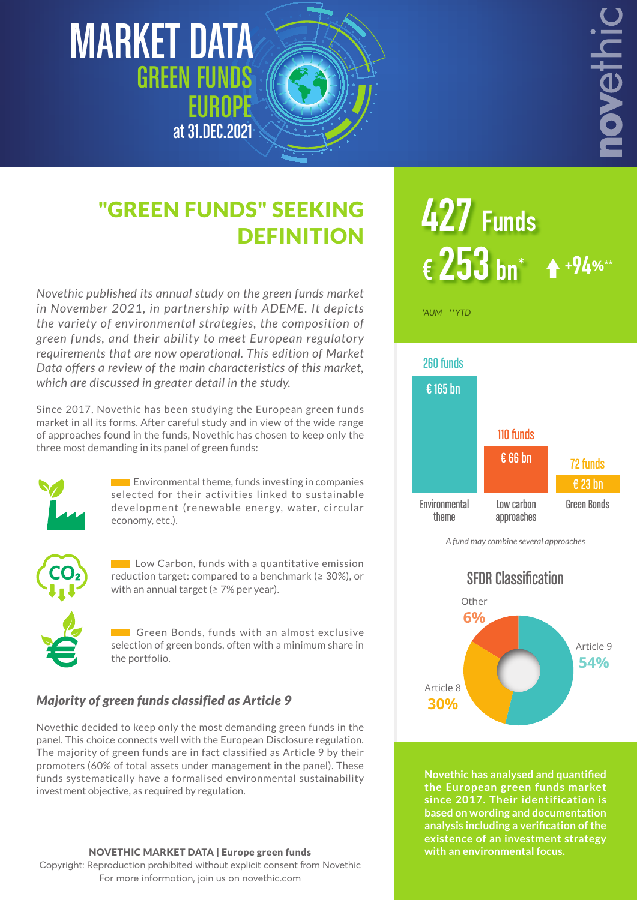# MARKET DATA
## GREEN FUNDS EUROPE
### at 31.DEC.2021

novethic

## "GREEN FUNDS" SEEKING DEFINITION

*Novethic published its annual study on the green funds market in November 2021, in partnership with ADEME. It depicts the variety of environmental strategies, the composition of green funds, and their ability to meet European regulatory requirements that are now operational. This edition of Market Data offers a review of the main characteristics of this market, which are discussed in greater detail in the study.*

Since 2017, Novethic has been studying the European green funds market in all its forms. After careful study and in view of the wide range of approaches found in the funds, Novethic has chosen to keep only the three most demanding in its panel of green funds:

- Environmental theme, funds investing in companies selected for their activities linked to sustainable development (renewable energy, water, circular economy, etc.).
- Low Carbon, funds with a quantitative emission reduction target: compared to a benchmark (≥ 30%), or with an annual target (≥ 7% per year).
- Green Bonds, funds with an almost exclusive selection of green bonds, often with a minimum share in the portfolio.

### *Majority of green funds classified as Article 9*

Novethic decided to keep only the most demanding green funds in the panel. This choice connects well with the European Disclosure regulation. The majority of green funds are in fact classified as Article 9 by their promoters (60% of total assets under management in the panel). These funds systematically have a formalised environmental sustainability investment objective, as required by regulation.

**427 Funds**

**€ 253 bn*** ↑ **+94%****

*\*AUM \*\*YTD*

| | Environmental theme | Low carbon approaches | Green Bonds |
|---|---|---|---|
| Funds | 260 funds | 110 funds | 72 funds |
| AUM | € 165 bn | € 66 bn | € 23 bn |

*A fund may combine several approaches*

### SFDR Classification

- Article 9: 54%
- Article 8: 30%
- Other: 6%

**Novethic has analysed and quantified the European green funds market since 2017. Their identification is based on wording and documentation analysis including a verification of the existence of an investment strategy with an environmental focus.**

**NOVETHIC MARKET DATA | Europe green funds**
Copyright: Reproduction prohibited without explicit consent from Novethic
For more information, join us on novethic.com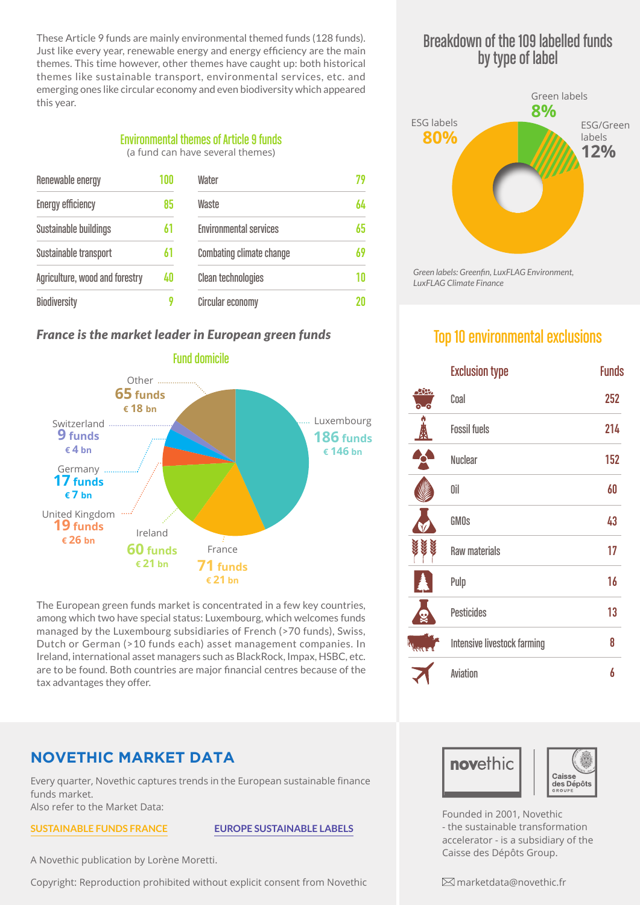These Article 9 funds are mainly environmental themed funds (128 funds). Just like every year, renewable energy and energy efficiency are the main themes. This time however, other themes have caught up: both historical themes like sustainable transport, environmental services, etc. and emerging ones like circular economy and even biodiversity which appeared this year.

### Environmental themes of Article 9 funds

(a fund can have several themes)

| | | | |
|---|---|---|---|
| Renewable energy | 100 | Water | 79 |
| Energy efficiency | 85 | Waste | 64 |
| Sustainable buildings | 61 | Environmental services | 65 |
| Sustainable transport | 61 | Combating climate change | 69 |
| Agriculture, wood and forestry | 40 | Clean technologies | 10 |
| Biodiversity | 9 | Circular economy | 20 |

### *France is the market leader in European green funds*

Fund domicile

Luxembourg
186 funds
€ 146 bn

France
71 funds
€ 21 bn

Ireland
60 funds
€ 21 bn

United Kingdom
19 funds
€ 26 bn

Germany
17 funds
€ 7 bn

Switzerland
9 funds
€ 4 bn

Other
65 funds
€ 18 bn

The European green funds market is concentrated in a few key countries, among which two have special status: Luxembourg, which welcomes funds managed by the Luxembourg subsidiaries of French (>70 funds), Swiss, Dutch or German (>10 funds each) asset management companies. In Ireland, international asset managers such as BlackRock, Impax, HSBC, etc. are to be found. Both countries are major financial centres because of the tax advantages they offer.

## Breakdown of the 109 labelled funds by type of label

ESG labels
80%

Green labels
8%

ESG/Green labels
12%

*Green labels: Greenfin, LuxFLAG Environment, LuxFLAG Climate Finance*

## Top 10 environmental exclusions

| Exclusion type | Funds |
|---|---|
| Coal | 252 |
| Fossil fuels | 214 |
| Nuclear | 152 |
| Oil | 60 |
| GMOs | 43 |
| Raw materials | 17 |
| Pulp | 16 |
| Pesticides | 13 |
| Intensive livestock farming | 8 |
| Aviation | 6 |

## NOVETHIC MARKET DATA

Every quarter, Novethic captures trends in the European sustainable finance funds market.
Also refer to the Market Data:

SUSTAINABLE FUNDS FRANCE

EUROPE SUSTAINABLE LABELS

A Novethic publication by Lorène Moretti.

Copyright: Reproduction prohibited without explicit consent from Novethic

novethic | Caisse des Dépôts GROUPE

Founded in 2001, Novethic - the sustainable transformation accelerator - is a subsidiary of the Caisse des Dépôts Group.

marketdata@novethic.fr